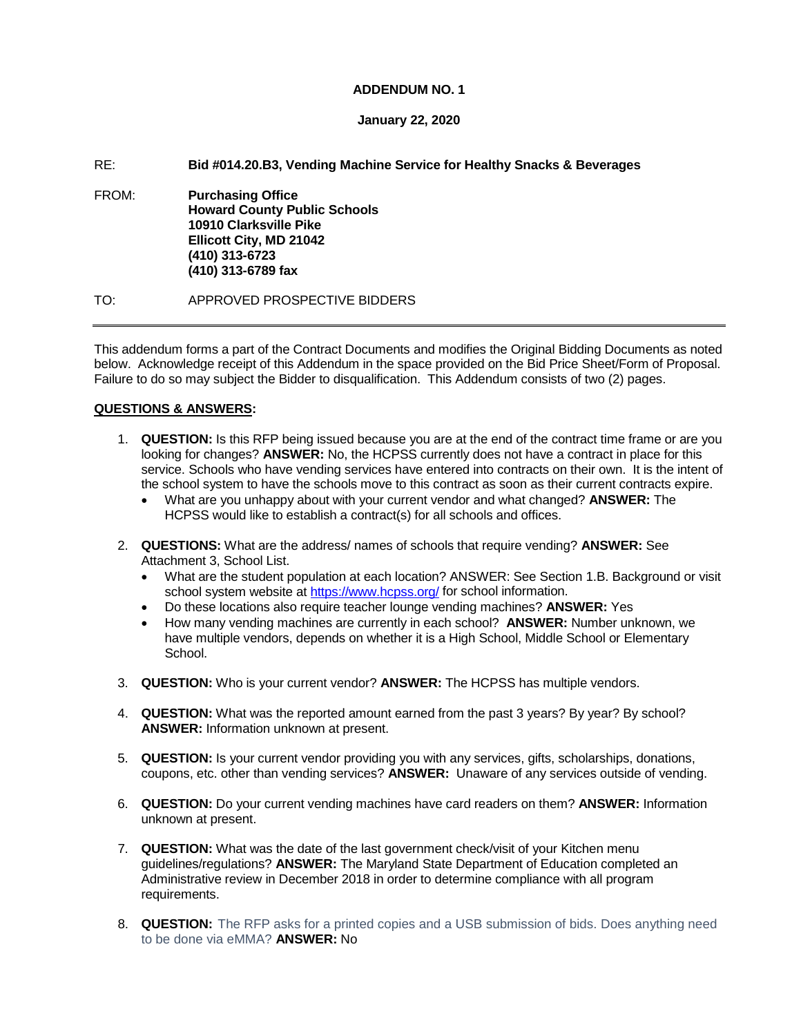**ADDENDUM NO. 1**

**January 22, 2020**

RE: **Bid #014.20.B3, Vending Machine Service for Healthy Snacks & Beverages**

FROM: **Purchasing Office**
**Howard County Public Schools**
**10910 Clarksville Pike**
**Ellicott City, MD 21042**
**(410) 313-6723**
**(410) 313-6789 fax**

TO: APPROVED PROSPECTIVE BIDDERS

---

This addendum forms a part of the Contract Documents and modifies the Original Bidding Documents as noted below. Acknowledge receipt of this Addendum in the space provided on the Bid Price Sheet/Form of Proposal. Failure to do so may subject the Bidder to disqualification. This Addendum consists of two (2) pages.

**QUESTIONS & ANSWERS:**

1. **QUESTION:** Is this RFP being issued because you are at the end of the contract time frame or are you looking for changes? **ANSWER:** No, the HCPSS currently does not have a contract in place for this service. Schools who have vending services have entered into contracts on their own. It is the intent of the school system to have the schools move to this contract as soon as their current contracts expire.
   - What are you unhappy about with your current vendor and what changed? **ANSWER:** The HCPSS would like to establish a contract(s) for all schools and offices.

2. **QUESTIONS:** What are the address/ names of schools that require vending? **ANSWER:** See Attachment 3, School List.
   - What are the student population at each location? ANSWER: See Section 1.B. Background or visit school system website at https://www.hcpss.org/ for school information.
   - Do these locations also require teacher lounge vending machines? **ANSWER:** Yes
   - How many vending machines are currently in each school? **ANSWER:** Number unknown, we have multiple vendors, depends on whether it is a High School, Middle School or Elementary School.

3. **QUESTION:** Who is your current vendor? **ANSWER:** The HCPSS has multiple vendors.

4. **QUESTION:** What was the reported amount earned from the past 3 years? By year? By school? **ANSWER:** Information unknown at present.

5. **QUESTION:** Is your current vendor providing you with any services, gifts, scholarships, donations, coupons, etc. other than vending services? **ANSWER:** Unaware of any services outside of vending.

6. **QUESTION:** Do your current vending machines have card readers on them? **ANSWER:** Information unknown at present.

7. **QUESTION:** What was the date of the last government check/visit of your Kitchen menu guidelines/regulations? **ANSWER:** The Maryland State Department of Education completed an Administrative review in December 2018 in order to determine compliance with all program requirements.

8. **QUESTION:** The RFP asks for a printed copies and a USB submission of bids. Does anything need to be done via eMMA? **ANSWER:** No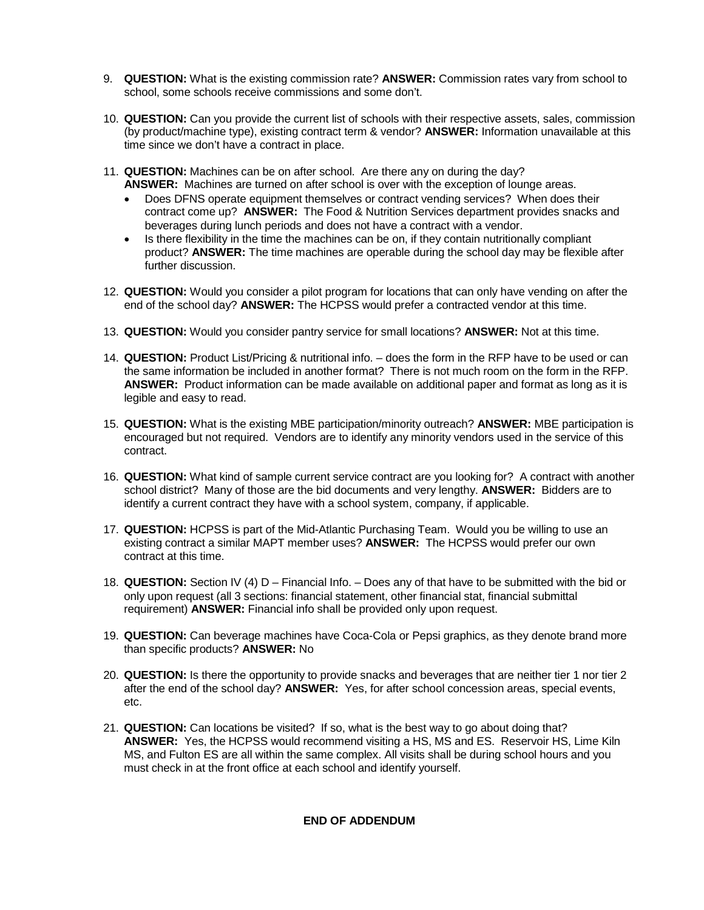9. **QUESTION:** What is the existing commission rate? **ANSWER:** Commission rates vary from school to school, some schools receive commissions and some don't.

10. **QUESTION:** Can you provide the current list of schools with their respective assets, sales, commission (by product/machine type), existing contract term & vendor? **ANSWER:** Information unavailable at this time since we don't have a contract in place.

11. **QUESTION:** Machines can be on after school. Are there any on during the day? **ANSWER:** Machines are turned on after school is over with the exception of lounge areas.
    - Does DFNS operate equipment themselves or contract vending services? When does their contract come up? **ANSWER:** The Food & Nutrition Services department provides snacks and beverages during lunch periods and does not have a contract with a vendor.
    - Is there flexibility in the time the machines can be on, if they contain nutritionally compliant product? **ANSWER:** The time machines are operable during the school day may be flexible after further discussion.

12. **QUESTION:** Would you consider a pilot program for locations that can only have vending on after the end of the school day? **ANSWER:** The HCPSS would prefer a contracted vendor at this time.

13. **QUESTION:** Would you consider pantry service for small locations? **ANSWER:** Not at this time.

14. **QUESTION:** Product List/Pricing & nutritional info. – does the form in the RFP have to be used or can the same information be included in another format? There is not much room on the form in the RFP. **ANSWER:** Product information can be made available on additional paper and format as long as it is legible and easy to read.

15. **QUESTION:** What is the existing MBE participation/minority outreach? **ANSWER:** MBE participation is encouraged but not required. Vendors are to identify any minority vendors used in the service of this contract.

16. **QUESTION:** What kind of sample current service contract are you looking for? A contract with another school district? Many of those are the bid documents and very lengthy. **ANSWER:** Bidders are to identify a current contract they have with a school system, company, if applicable.

17. **QUESTION:** HCPSS is part of the Mid-Atlantic Purchasing Team. Would you be willing to use an existing contract a similar MAPT member uses? **ANSWER:** The HCPSS would prefer our own contract at this time.

18. **QUESTION:** Section IV (4) D – Financial Info. – Does any of that have to be submitted with the bid or only upon request (all 3 sections: financial statement, other financial stat, financial submittal requirement) **ANSWER:** Financial info shall be provided only upon request.

19. **QUESTION:** Can beverage machines have Coca-Cola or Pepsi graphics, as they denote brand more than specific products? **ANSWER:** No

20. **QUESTION:** Is there the opportunity to provide snacks and beverages that are neither tier 1 nor tier 2 after the end of the school day? **ANSWER:** Yes, for after school concession areas, special events, etc.

21. **QUESTION:** Can locations be visited? If so, what is the best way to go about doing that? **ANSWER:** Yes, the HCPSS would recommend visiting a HS, MS and ES. Reservoir HS, Lime Kiln MS, and Fulton ES are all within the same complex. All visits shall be during school hours and you must check in at the front office at each school and identify yourself.

**END OF ADDENDUM**